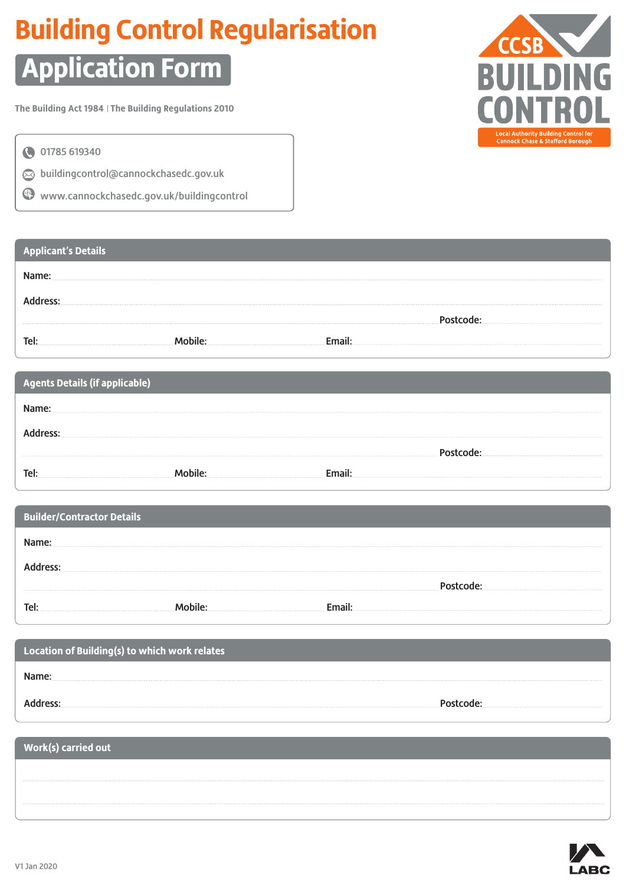# Building Control Regularisation

## Application Form

The Building Act 1984 | The Building Regulations 2010

01785 619340

buildingcontrol@cannockchasedc.gov.uk

www.cannockchasedc.gov.uk/buildingcontrol

CCSB BUILDING CONTROL

Local Authority Building Control for Cannock Chase & Stafford Borough

### Applicant's Details

Name:

Address:

Postcode:

Tel: Mobile: Email:

### Agents Details (if applicable)

Name:

Address:

Postcode:

Tel: Mobile: Email:

### Builder/Contractor Details

Name:

Address:

Postcode:

Tel: Mobile: Email:

### Location of Building(s) to which work relates

Name:

Address: Postcode:

### Work(s) carried out

V1 Jan 2020

LABC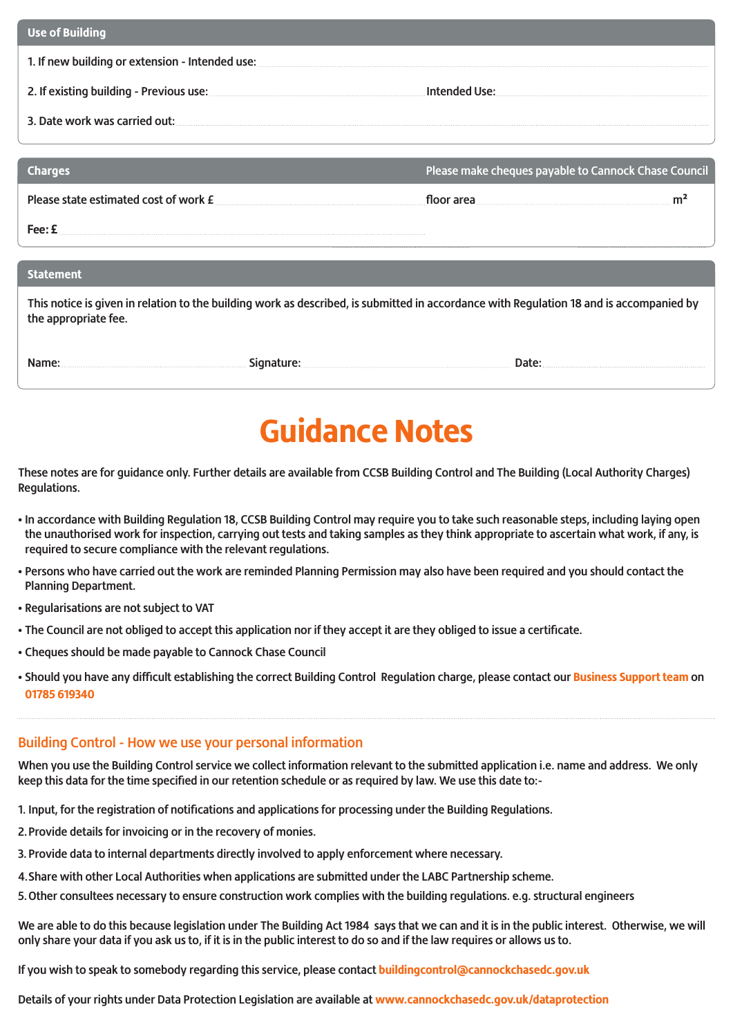## Use of Building

1. If new building or extension - Intended use: ..............................

2. If existing building - Previous use: .............................. Intended Use: ..............................

3. Date work was carried out: ..............................

## Charges

Please make cheques payable to Cannock Chase Council

Please state estimated cost of work £ .............................. floor area .............................. m²

Fee: £ ..............................

## Statement

This notice is given in relation to the building work as described, is submitted in accordance with Regulation 18 and is accompanied by the appropriate fee.

Name: .............................. Signature: .............................. Date: ..............................

# Guidance Notes

These notes are for guidance only. Further details are available from CCSB Building Control and The Building (Local Authority Charges) Regulations.

- In accordance with Building Regulation 18, CCSB Building Control may require you to take such reasonable steps, including laying open the unauthorised work for inspection, carrying out tests and taking samples as they think appropriate to ascertain what work, if any, is required to secure compliance with the relevant regulations.
- Persons who have carried out the work are reminded Planning Permission may also have been required and you should contact the Planning Department.
- Regularisations are not subject to VAT
- The Council are not obliged to accept this application nor if they accept it are they obliged to issue a certificate.
- Cheques should be made payable to Cannock Chase Council
- Should you have any difficult establishing the correct Building Control Regulation charge, please contact our **Business Support team** on **01785 619340**

## Building Control - How we use your personal information

When you use the Building Control service we collect information relevant to the submitted application i.e. name and address. We only keep this data for the time specified in our retention schedule or as required by law. We use this date to:-

1. Input, for the registration of notifications and applications for processing under the Building Regulations.
2. Provide details for invoicing or in the recovery of monies.
3. Provide data to internal departments directly involved to apply enforcement where necessary.
4. Share with other Local Authorities when applications are submitted under the LABC Partnership scheme.
5. Other consultees necessary to ensure construction work complies with the building regulations. e.g. structural engineers

We are able to do this because legislation under The Building Act 1984 says that we can and it is in the public interest. Otherwise, we will only share your data if you ask us to, if it is in the public interest to do so and if the law requires or allows us to.

If you wish to speak to somebody regarding this service, please contact **buildingcontrol@cannockchasedc.gov.uk**

Details of your rights under Data Protection Legislation are available at **www.cannockchasedc.gov.uk/dataprotection**